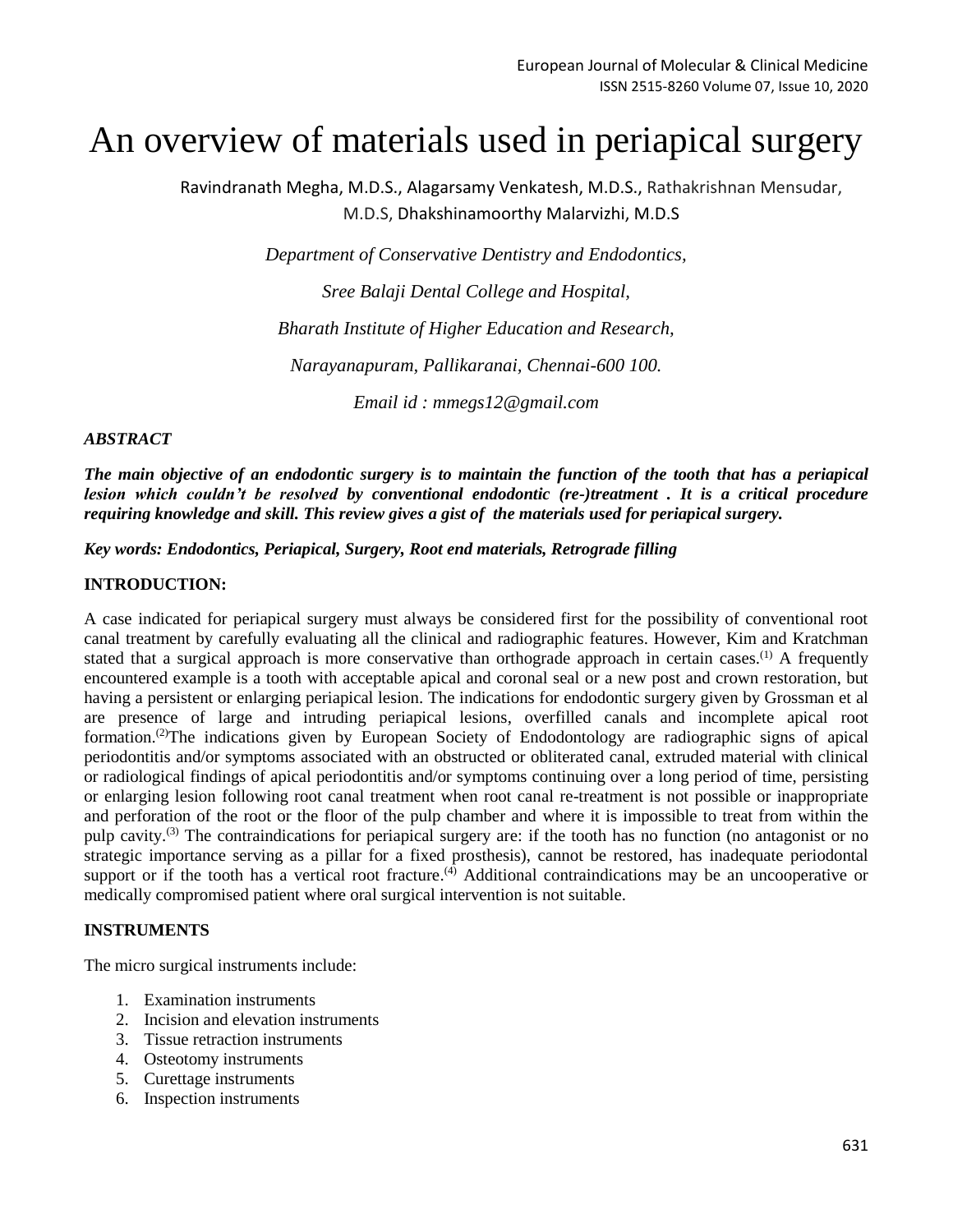# An overview of materials used in periapical surgery

Ravindranath Megha, M.D.S., Alagarsamy Venkatesh, M.D.S., Rathakrishnan Mensudar, M.D.S, Dhakshinamoorthy Malarvizhi, M.D.S

*Department of Conservative Dentistry and Endodontics,*

*Sree Balaji Dental College and Hospital,*

*Bharath Institute of Higher Education and Research,*

*Narayanapuram, Pallikaranai, Chennai-600 100.*

*Email id : mmegs12@gmail.com*

***ABSTRACT***

***The main objective of an endodontic surgery is to maintain the function of the tooth that has a periapical lesion which couldn't be resolved by conventional endodontic (re-)treatment . It is a critical procedure requiring knowledge and skill. This review gives a gist of the materials used for periapical surgery.***

***Key words: Endodontics, Periapical, Surgery, Root end materials, Retrograde filling***

**INTRODUCTION:**

A case indicated for periapical surgery must always be considered first for the possibility of conventional root canal treatment by carefully evaluating all the clinical and radiographic features. However, Kim and Kratchman stated that a surgical approach is more conservative than orthograde approach in certain cases.(1) A frequently encountered example is a tooth with acceptable apical and coronal seal or a new post and crown restoration, but having a persistent or enlarging periapical lesion. The indications for endodontic surgery given by Grossman et al are presence of large and intruding periapical lesions, overfilled canals and incomplete apical root formation.(2)The indications given by European Society of Endodontology are radiographic signs of apical periodontitis and/or symptoms associated with an obstructed or obliterated canal, extruded material with clinical or radiological findings of apical periodontitis and/or symptoms continuing over a long period of time, persisting or enlarging lesion following root canal treatment when root canal re-treatment is not possible or inappropriate and perforation of the root or the floor of the pulp chamber and where it is impossible to treat from within the pulp cavity.(3) The contraindications for periapical surgery are: if the tooth has no function (no antagonist or no strategic importance serving as a pillar for a fixed prosthesis), cannot be restored, has inadequate periodontal support or if the tooth has a vertical root fracture.(4) Additional contraindications may be an uncooperative or medically compromised patient where oral surgical intervention is not suitable.

**INSTRUMENTS**

The micro surgical instruments include:

1. Examination instruments
2. Incision and elevation instruments
3. Tissue retraction instruments
4. Osteotomy instruments
5. Curettage instruments
6. Inspection instruments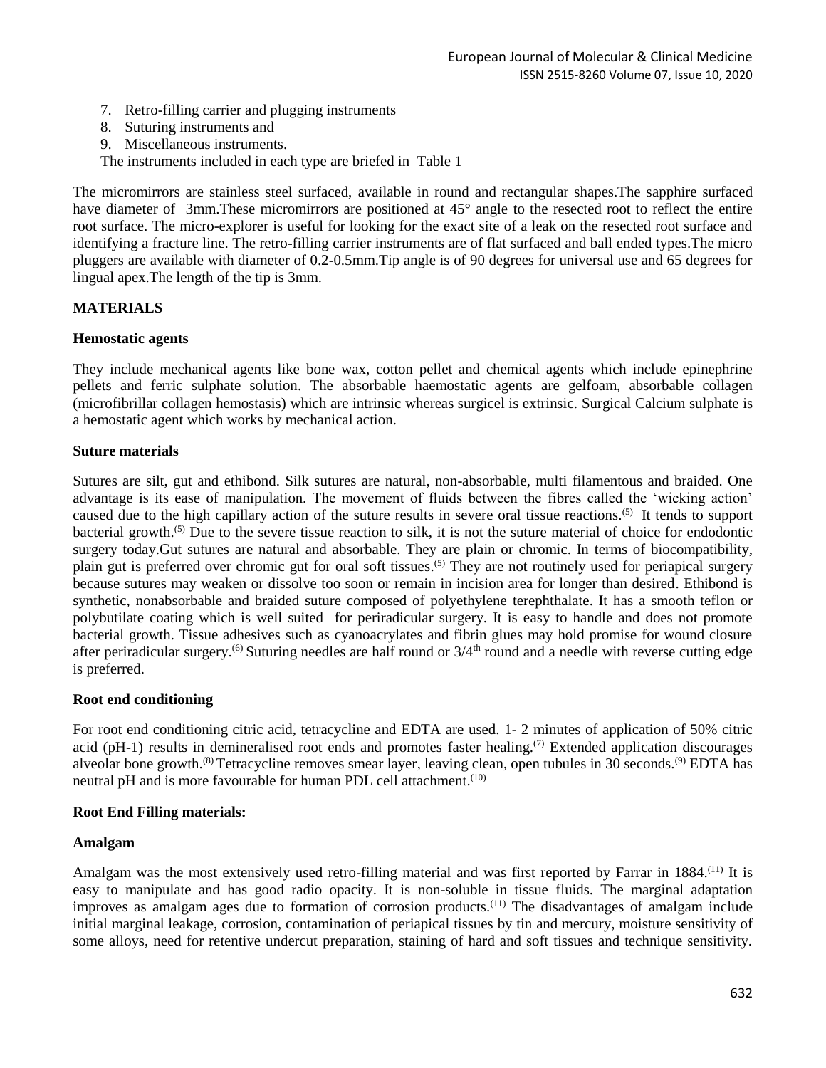7. Retro-filling carrier and plugging instruments
8. Suturing instruments and
9. Miscellaneous instruments.

The instruments included in each type are briefed in Table 1

The micromirrors are stainless steel surfaced, available in round and rectangular shapes.The sapphire surfaced have diameter of 3mm.These micromirrors are positioned at 45° angle to the resected root to reflect the entire root surface. The micro-explorer is useful for looking for the exact site of a leak on the resected root surface and identifying a fracture line. The retro-filling carrier instruments are of flat surfaced and ball ended types.The micro pluggers are available with diameter of 0.2-0.5mm.Tip angle is of 90 degrees for universal use and 65 degrees for lingual apex.The length of the tip is 3mm.

## MATERIALS

### Hemostatic agents

They include mechanical agents like bone wax, cotton pellet and chemical agents which include epinephrine pellets and ferric sulphate solution. The absorbable haemostatic agents are gelfoam, absorbable collagen (microfibrillar collagen hemostasis) which are intrinsic whereas surgicel is extrinsic. Surgical Calcium sulphate is a hemostatic agent which works by mechanical action.

### Suture materials

Sutures are silt, gut and ethibond. Silk sutures are natural, non-absorbable, multi filamentous and braided. One advantage is its ease of manipulation. The movement of fluids between the fibres called the 'wicking action' caused due to the high capillary action of the suture results in severe oral tissue reactions.[5] It tends to support bacterial growth.[5] Due to the severe tissue reaction to silk, it is not the suture material of choice for endodontic surgery today.Gut sutures are natural and absorbable. They are plain or chromic. In terms of biocompatibility, plain gut is preferred over chromic gut for oral soft tissues.[5] They are not routinely used for periapical surgery because sutures may weaken or dissolve too soon or remain in incision area for longer than desired. Ethibond is synthetic, nonabsorbable and braided suture composed of polyethylene terephthalate. It has a smooth teflon or polybutilate coating which is well suited for periradicular surgery. It is easy to handle and does not promote bacterial growth. Tissue adhesives such as cyanoacrylates and fibrin glues may hold promise for wound closure after periradicular surgery.[6] Suturing needles are half round or 3/4$^{th}$ round and a needle with reverse cutting edge is preferred.

### Root end conditioning

For root end conditioning citric acid, tetracycline and EDTA are used. 1- 2 minutes of application of 50% citric acid (pH-1) results in demineralised root ends and promotes faster healing.[7] Extended application discourages alveolar bone growth.[8] Tetracycline removes smear layer, leaving clean, open tubules in 30 seconds.[9] EDTA has neutral pH and is more favourable for human PDL cell attachment.[10]

### Root End Filling materials:

### Amalgam

Amalgam was the most extensively used retro-filling material and was first reported by Farrar in 1884.[11] It is easy to manipulate and has good radio opacity. It is non-soluble in tissue fluids. The marginal adaptation improves as amalgam ages due to formation of corrosion products.[11] The disadvantages of amalgam include initial marginal leakage, corrosion, contamination of periapical tissues by tin and mercury, moisture sensitivity of some alloys, need for retentive undercut preparation, staining of hard and soft tissues and technique sensitivity.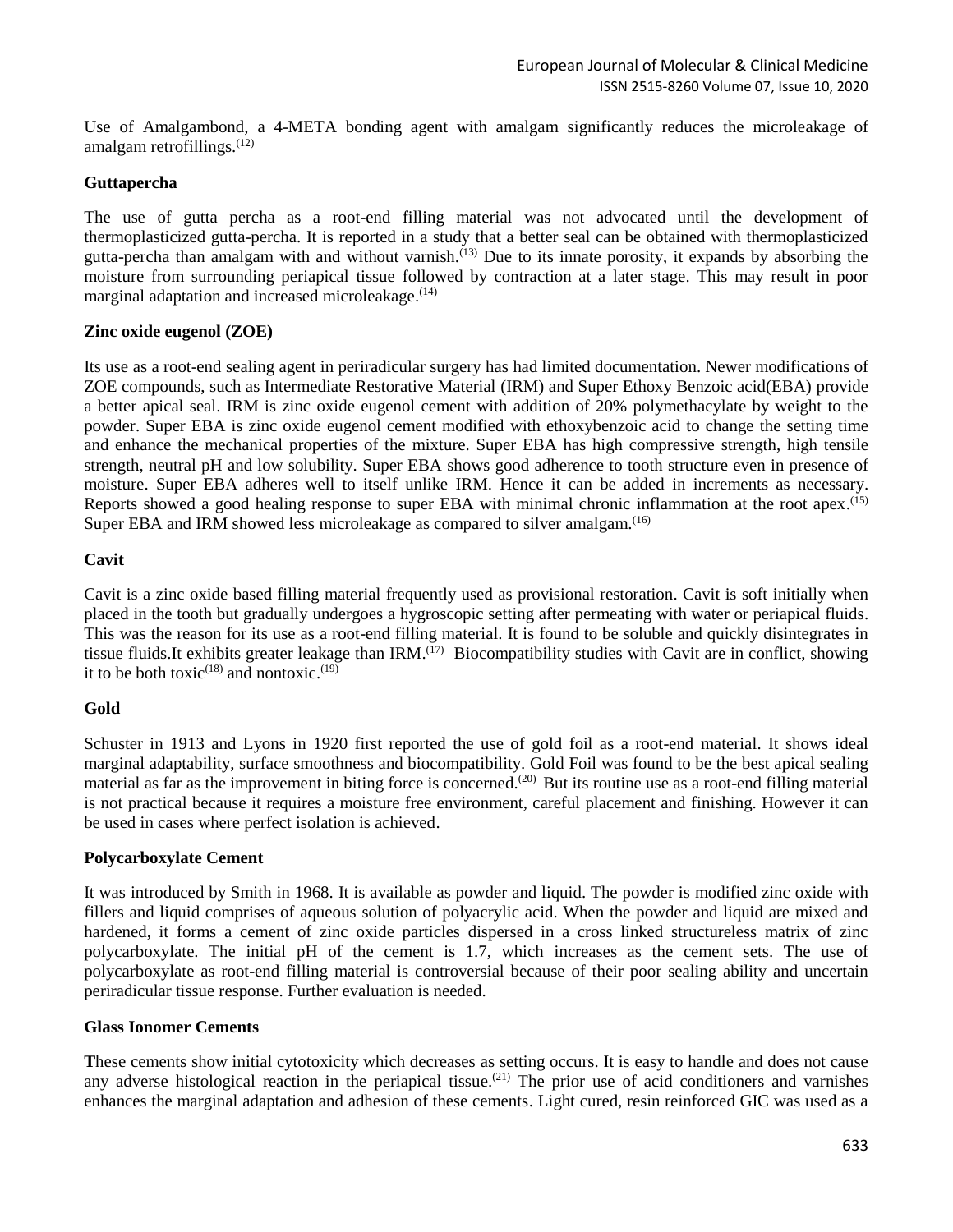Use of Amalgambond, a 4-META bonding agent with amalgam significantly reduces the microleakage of amalgam retrofillings.[12]

### Guttapercha

The use of gutta percha as a root-end filling material was not advocated until the development of thermoplasticized gutta-percha. It is reported in a study that a better seal can be obtained with thermoplasticized gutta-percha than amalgam with and without varnish.[13] Due to its innate porosity, it expands by absorbing the moisture from surrounding periapical tissue followed by contraction at a later stage. This may result in poor marginal adaptation and increased microleakage.[14]

### Zinc oxide eugenol (ZOE)

Its use as a root-end sealing agent in periradicular surgery has had limited documentation. Newer modifications of ZOE compounds, such as Intermediate Restorative Material (IRM) and Super Ethoxy Benzoic acid(EBA) provide a better apical seal. IRM is zinc oxide eugenol cement with addition of 20% polymethacylate by weight to the powder. Super EBA is zinc oxide eugenol cement modified with ethoxybenzoic acid to change the setting time and enhance the mechanical properties of the mixture. Super EBA has high compressive strength, high tensile strength, neutral pH and low solubility. Super EBA shows good adherence to tooth structure even in presence of moisture. Super EBA adheres well to itself unlike IRM. Hence it can be added in increments as necessary. Reports showed a good healing response to super EBA with minimal chronic inflammation at the root apex.[15] Super EBA and IRM showed less microleakage as compared to silver amalgam.[16]

### Cavit

Cavit is a zinc oxide based filling material frequently used as provisional restoration. Cavit is soft initially when placed in the tooth but gradually undergoes a hygroscopic setting after permeating with water or periapical fluids. This was the reason for its use as a root-end filling material. It is found to be soluble and quickly disintegrates in tissue fluids.It exhibits greater leakage than IRM.[17] Biocompatibility studies with Cavit are in conflict, showing it to be both toxic[18] and nontoxic.[19]

### Gold

Schuster in 1913 and Lyons in 1920 first reported the use of gold foil as a root-end material. It shows ideal marginal adaptability, surface smoothness and biocompatibility. Gold Foil was found to be the best apical sealing material as far as the improvement in biting force is concerned.[20] But its routine use as a root-end filling material is not practical because it requires a moisture free environment, careful placement and finishing. However it can be used in cases where perfect isolation is achieved.

### Polycarboxylate Cement

It was introduced by Smith in 1968. It is available as powder and liquid. The powder is modified zinc oxide with fillers and liquid comprises of aqueous solution of polyacrylic acid. When the powder and liquid are mixed and hardened, it forms a cement of zinc oxide particles dispersed in a cross linked structureless matrix of zinc polycarboxylate. The initial pH of the cement is 1.7, which increases as the cement sets. The use of polycarboxylate as root-end filling material is controversial because of their poor sealing ability and uncertain periradicular tissue response. Further evaluation is needed.

### Glass Ionomer Cements

These cements show initial cytotoxicity which decreases as setting occurs. It is easy to handle and does not cause any adverse histological reaction in the periapical tissue.[21] The prior use of acid conditioners and varnishes enhances the marginal adaptation and adhesion of these cements. Light cured, resin reinforced GIC was used as a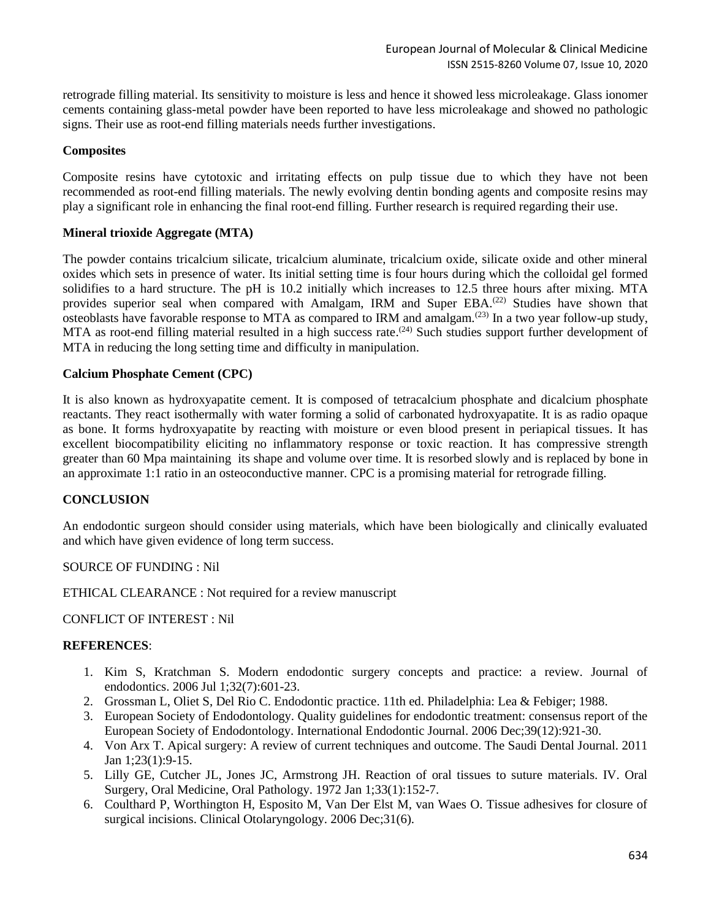retrograde filling material. Its sensitivity to moisture is less and hence it showed less microleakage. Glass ionomer cements containing glass-metal powder have been reported to have less microleakage and showed no pathologic signs. Their use as root-end filling materials needs further investigations.

**Composites**

Composite resins have cytotoxic and irritating effects on pulp tissue due to which they have not been recommended as root-end filling materials. The newly evolving dentin bonding agents and composite resins may play a significant role in enhancing the final root-end filling. Further research is required regarding their use.

**Mineral trioxide Aggregate (MTA)**

The powder contains tricalcium silicate, tricalcium aluminate, tricalcium oxide, silicate oxide and other mineral oxides which sets in presence of water. Its initial setting time is four hours during which the colloidal gel formed solidifies to a hard structure. The pH is 10.2 initially which increases to 12.5 three hours after mixing. MTA provides superior seal when compared with Amalgam, IRM and Super EBA.[22] Studies have shown that osteoblasts have favorable response to MTA as compared to IRM and amalgam.[23] In a two year follow-up study, MTA as root-end filling material resulted in a high success rate.[24] Such studies support further development of MTA in reducing the long setting time and difficulty in manipulation.

**Calcium Phosphate Cement (CPC)**

It is also known as hydroxyapatite cement. It is composed of tetracalcium phosphate and dicalcium phosphate reactants. They react isothermally with water forming a solid of carbonated hydroxyapatite. It is as radio opaque as bone. It forms hydroxyapatite by reacting with moisture or even blood present in periapical tissues. It has excellent biocompatibility eliciting no inflammatory response or toxic reaction. It has compressive strength greater than 60 Mpa maintaining its shape and volume over time. It is resorbed slowly and is replaced by bone in an approximate 1:1 ratio in an osteoconductive manner. CPC is a promising material for retrograde filling.

**CONCLUSION**

An endodontic surgeon should consider using materials, which have been biologically and clinically evaluated and which have given evidence of long term success.

SOURCE OF FUNDING : Nil

ETHICAL CLEARANCE : Not required for a review manuscript

CONFLICT OF INTEREST : Nil

**REFERENCES**:

1. Kim S, Kratchman S. Modern endodontic surgery concepts and practice: a review. Journal of endodontics. 2006 Jul 1;32(7):601-23.
2. Grossman L, Oliet S, Del Rio C. Endodontic practice. 11th ed. Philadelphia: Lea & Febiger; 1988.
3. European Society of Endodontology. Quality guidelines for endodontic treatment: consensus report of the European Society of Endodontology. International Endodontic Journal. 2006 Dec;39(12):921-30.
4. Von Arx T. Apical surgery: A review of current techniques and outcome. The Saudi Dental Journal. 2011 Jan 1;23(1):9-15.
5. Lilly GE, Cutcher JL, Jones JC, Armstrong JH. Reaction of oral tissues to suture materials. IV. Oral Surgery, Oral Medicine, Oral Pathology. 1972 Jan 1;33(1):152-7.
6. Coulthard P, Worthington H, Esposito M, Van Der Elst M, van Waes O. Tissue adhesives for closure of surgical incisions. Clinical Otolaryngology. 2006 Dec;31(6).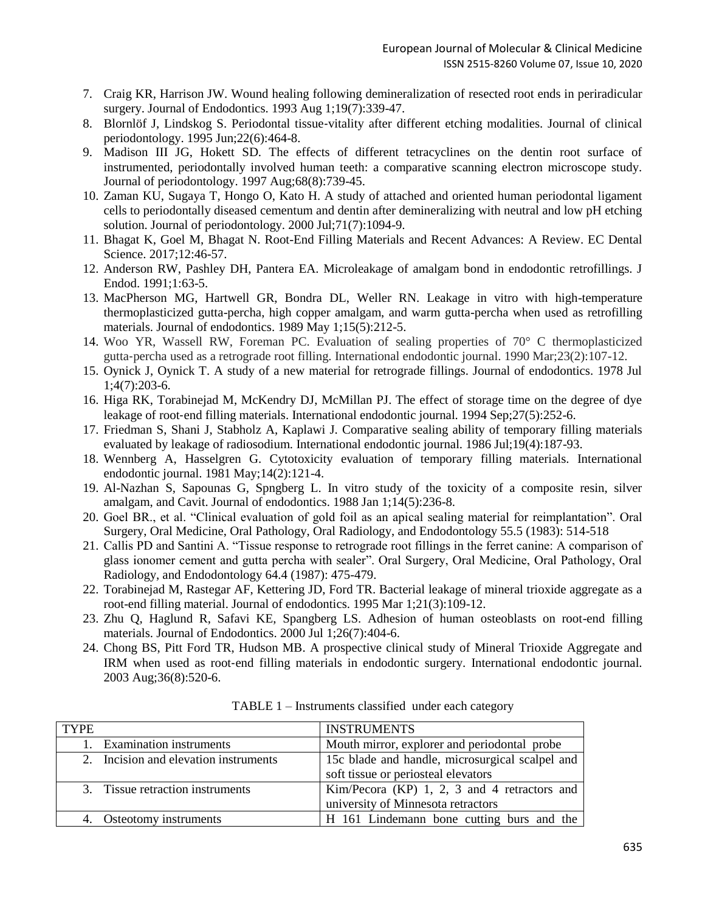7. Craig KR, Harrison JW. Wound healing following demineralization of resected root ends in periradicular surgery. Journal of Endodontics. 1993 Aug 1;19(7):339-47.
8. Blornlöf J, Lindskog S. Periodontal tissue-vitality after different etching modalities. Journal of clinical periodontology. 1995 Jun;22(6):464-8.
9. Madison III JG, Hokett SD. The effects of different tetracyclines on the dentin root surface of instrumented, periodontally involved human teeth: a comparative scanning electron microscope study. Journal of periodontology. 1997 Aug;68(8):739-45.
10. Zaman KU, Sugaya T, Hongo O, Kato H. A study of attached and oriented human periodontal ligament cells to periodontally diseased cementum and dentin after demineralizing with neutral and low pH etching solution. Journal of periodontology. 2000 Jul;71(7):1094-9.
11. Bhagat K, Goel M, Bhagat N. Root-End Filling Materials and Recent Advances: A Review. EC Dental Science. 2017;12:46-57.
12. Anderson RW, Pashley DH, Pantera EA. Microleakage of amalgam bond in endodontic retrofillings. J Endod. 1991;1:63-5.
13. MacPherson MG, Hartwell GR, Bondra DL, Weller RN. Leakage in vitro with high-temperature thermoplasticized gutta-percha, high copper amalgam, and warm gutta-percha when used as retrofilling materials. Journal of endodontics. 1989 May 1;15(5):212-5.
14. Woo YR, Wassell RW, Foreman PC. Evaluation of sealing properties of 70° C thermoplasticized gutta-percha used as a retrograde root filling. International endodontic journal. 1990 Mar;23(2):107-12.
15. Oynick J, Oynick T. A study of a new material for retrograde fillings. Journal of endodontics. 1978 Jul 1;4(7):203-6.
16. Higa RK, Torabinejad M, McKendry DJ, McMillan PJ. The effect of storage time on the degree of dye leakage of root-end filling materials. International endodontic journal. 1994 Sep;27(5):252-6.
17. Friedman S, Shani J, Stabholz A, Kaplawi J. Comparative sealing ability of temporary filling materials evaluated by leakage of radiosodium. International endodontic journal. 1986 Jul;19(4):187-93.
18. Wennberg A, Hasselgren G. Cytotoxicity evaluation of temporary filling materials. International endodontic journal. 1981 May;14(2):121-4.
19. Al-Nazhan S, Sapounas G, Spngberg L. In vitro study of the toxicity of a composite resin, silver amalgam, and Cavit. Journal of endodontics. 1988 Jan 1;14(5):236-8.
20. Goel BR., et al. "Clinical evaluation of gold foil as an apical sealing material for reimplantation". Oral Surgery, Oral Medicine, Oral Pathology, Oral Radiology, and Endodontology 55.5 (1983): 514-518
21. Callis PD and Santini A. "Tissue response to retrograde root fillings in the ferret canine: A comparison of glass ionomer cement and gutta percha with sealer". Oral Surgery, Oral Medicine, Oral Pathology, Oral Radiology, and Endodontology 64.4 (1987): 475-479.
22. Torabinejad M, Rastegar AF, Kettering JD, Ford TR. Bacterial leakage of mineral trioxide aggregate as a root-end filling material. Journal of endodontics. 1995 Mar 1;21(3):109-12.
23. Zhu Q, Haglund R, Safavi KE, Spangberg LS. Adhesion of human osteoblasts on root-end filling materials. Journal of Endodontics. 2000 Jul 1;26(7):404-6.
24. Chong BS, Pitt Ford TR, Hudson MB. A prospective clinical study of Mineral Trioxide Aggregate and IRM when used as root-end filling materials in endodontic surgery. International endodontic journal. 2003 Aug;36(8):520-6.

TABLE 1 – Instruments classified under each category

| TYPE | INSTRUMENTS |
|---|---|
| 1. Examination instruments | Mouth mirror, explorer and periodontal probe |
| 2. Incision and elevation instruments | 15c blade and handle, microsurgical scalpel and soft tissue or periosteal elevators |
| 3. Tissue retraction instruments | Kim/Pecora (KP) 1, 2, 3 and 4 retractors and university of Minnesota retractors |
| 4. Osteotomy instruments | H 161 Lindemann bone cutting burs and the |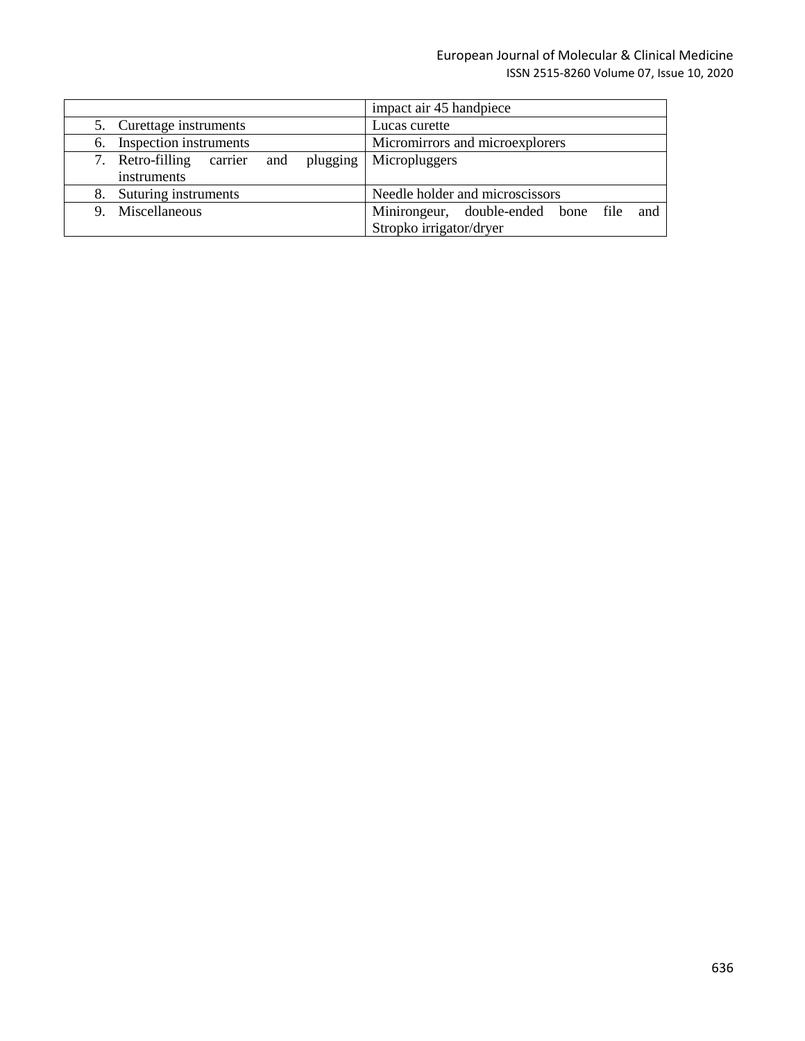| | |
|---|---|
| | impact air 45 handpiece |
| 5. Curettage instruments | Lucas curette |
| 6. Inspection instruments | Micromirrors and microexplorers |
| 7. Retro-filling carrier and plugging instruments | Micropluggers |
| 8. Suturing instruments | Needle holder and microscissors |
| 9. Miscellaneous | Minirongeur, double-ended bone file and Stropko irrigator/dryer |